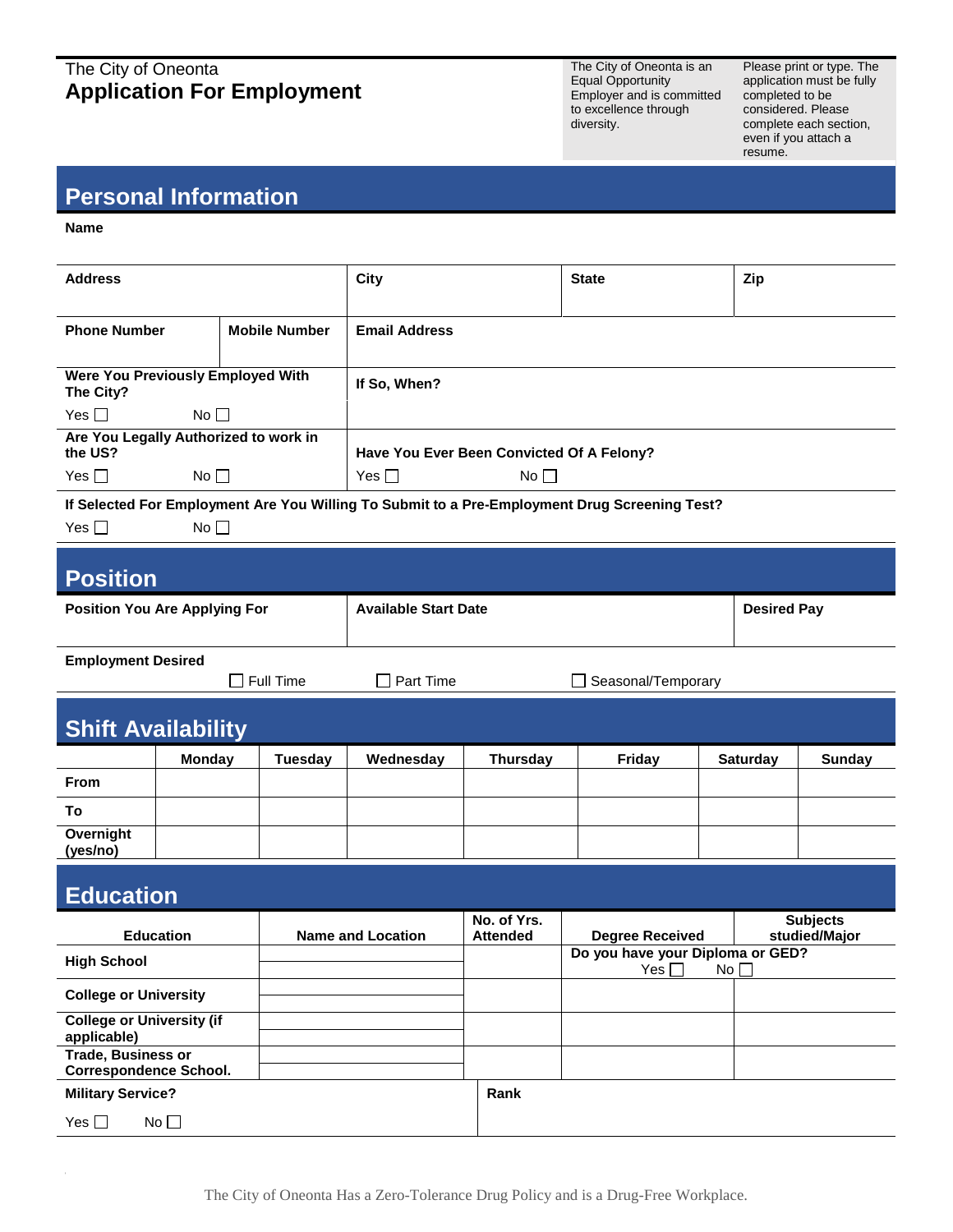The City of Oneonta

# Application For Employment

The City of Oneonta is an Equal Opportunity Employer and is committed to excellence through diversity.

Please print or type. The application must be fully completed to be considered. Please complete each section, even if you attach a resume.

## Personal Information

**Name**

| **Address** | | **City** | **State** | **Zip** |
|---|---|---|---|---|
| **Phone Number** | **Mobile Number** | **Email Address** | | |
| **Were You Previously Employed With The City?** Yes ☐ No ☐ | | **If So, When?** | | |
| **Are You Legally Authorized to work in the US?** Yes ☐ No ☐ | | **Have You Ever Been Convicted Of A Felony?** Yes ☐ No ☐ | | |

**If Selected For Employment Are You Willing To Submit to a Pre-Employment Drug Screening Test?**

Yes ☐ No ☐

## Position

| **Position You Are Applying For** | **Available Start Date** | **Desired Pay** |
|---|---|---|
| | | |

**Employment Desired**

☐ Full Time ☐ Part Time ☐ Seasonal/Temporary

## Shift Availability

| | Monday | Tuesday | Wednesday | Thursday | Friday | Saturday | Sunday |
|---|---|---|---|---|---|---|---|
| **From** | | | | | | | |
| **To** | | | | | | | |
| **Overnight (yes/no)** | | | | | | | |

## Education

| Education | Name and Location | No. of Yrs. Attended | Degree Received | Subjects studied/Major |
|---|---|---|---|---|
| **High School** | | | **Do you have your Diploma or GED?** Yes ☐ No ☐ | |
| **College or University** | | | | |
| **College or University (if applicable)** | | | | |
| **Trade, Business or Correspondence School.** | | | | |

| **Military Service?** | **Rank** |
|---|---|
| Yes ☐ No ☐ | |

The City of Oneonta Has a Zero-Tolerance Drug Policy and is a Drug-Free Workplace.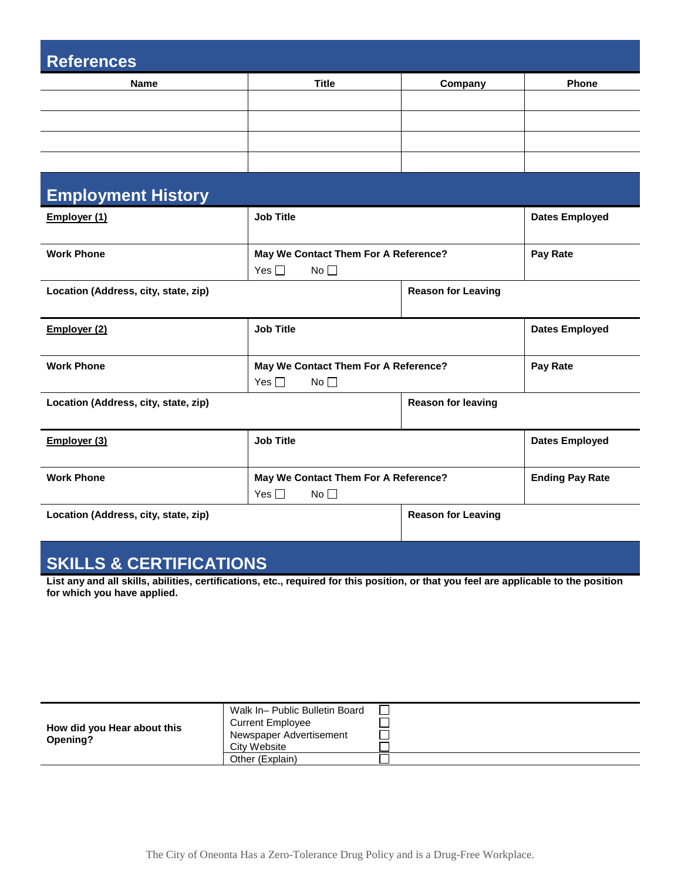## References

| Name | Title | Company | Phone |
| --- | --- | --- | --- |
| | | | |
| | | | |
| | | | |
| | | | |

## Employment History

| **Employer (1)** | **Job Title** | | **Dates Employed** |
| --- | --- | --- | --- |
| **Work Phone** | **May We Contact Them For A Reference?** Yes ☐ No ☐ | | **Pay Rate** |
| **Location (Address, city, state, zip)** | | **Reason for Leaving** | |

| **Employer (2)** | **Job Title** | | **Dates Employed** |
| --- | --- | --- | --- |
| **Work Phone** | **May We Contact Them For A Reference?** Yes ☐ No ☐ | | **Pay Rate** |
| **Location (Address, city, state, zip)** | | **Reason for leaving** | |

| **Employer (3)** | **Job Title** | | **Dates Employed** |
| --- | --- | --- | --- |
| **Work Phone** | **May We Contact Them For A Reference?** Yes ☐ No ☐ | | **Ending Pay Rate** |
| **Location (Address, city, state, zip)** | | **Reason for Leaving** | |

## SKILLS & CERTIFICATIONS

**List any and all skills, abilities, certifications, etc., required for this position, or that you feel are applicable to the position for which you have applied.**

| **How did you Hear about this Opening?** | |
| --- | --- |
| | Walk In– Public Bulletin Board ☐ |
| | Current Employee ☐ |
| | Newspaper Advertisement ☐ |
| | City Website ☐ |
| | Other (Explain) ☐ |

The City of Oneonta Has a Zero-Tolerance Drug Policy and is a Drug-Free Workplace.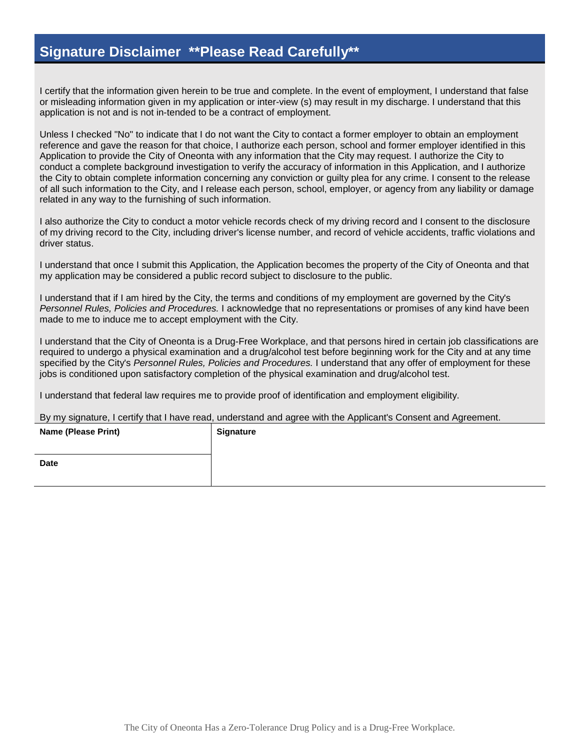## Signature Disclaimer **Please Read Carefully**

I certify that the information given herein to be true and complete. In the event of employment, I understand that false or misleading information given in my application or inter-view (s) may result in my discharge. I understand that this application is not and is not in-tended to be a contract of employment.

Unless I checked "No" to indicate that I do not want the City to contact a former employer to obtain an employment reference and gave the reason for that choice, I authorize each person, school and former employer identified in this Application to provide the City of Oneonta with any information that the City may request. I authorize the City to conduct a complete background investigation to verify the accuracy of information in this Application, and I authorize the City to obtain complete information concerning any conviction or guilty plea for any crime. I consent to the release of all such information to the City, and I release each person, school, employer, or agency from any liability or damage related in any way to the furnishing of such information.

I also authorize the City to conduct a motor vehicle records check of my driving record and I consent to the disclosure of my driving record to the City, including driver's license number, and record of vehicle accidents, traffic violations and driver status.

I understand that once I submit this Application, the Application becomes the property of the City of Oneonta and that my application may be considered a public record subject to disclosure to the public.

I understand that if I am hired by the City, the terms and conditions of my employment are governed by the City's *Personnel Rules, Policies and Procedures.* I acknowledge that no representations or promises of any kind have been made to me to induce me to accept employment with the City.

I understand that the City of Oneonta is a Drug-Free Workplace, and that persons hired in certain job classifications are required to undergo a physical examination and a drug/alcohol test before beginning work for the City and at any time specified by the City's *Personnel Rules, Policies and Procedures.* I understand that any offer of employment for these jobs is conditioned upon satisfactory completion of the physical examination and drug/alcohol test.

I understand that federal law requires me to provide proof of identification and employment eligibility.

By my signature, I certify that I have read, understand and agree with the Applicant's Consent and Agreement.

| | |
|---|---|
| **Name (Please Print)** | **Signature** |
| **Date** | |

The City of Oneonta Has a Zero-Tolerance Drug Policy and is a Drug-Free Workplace.